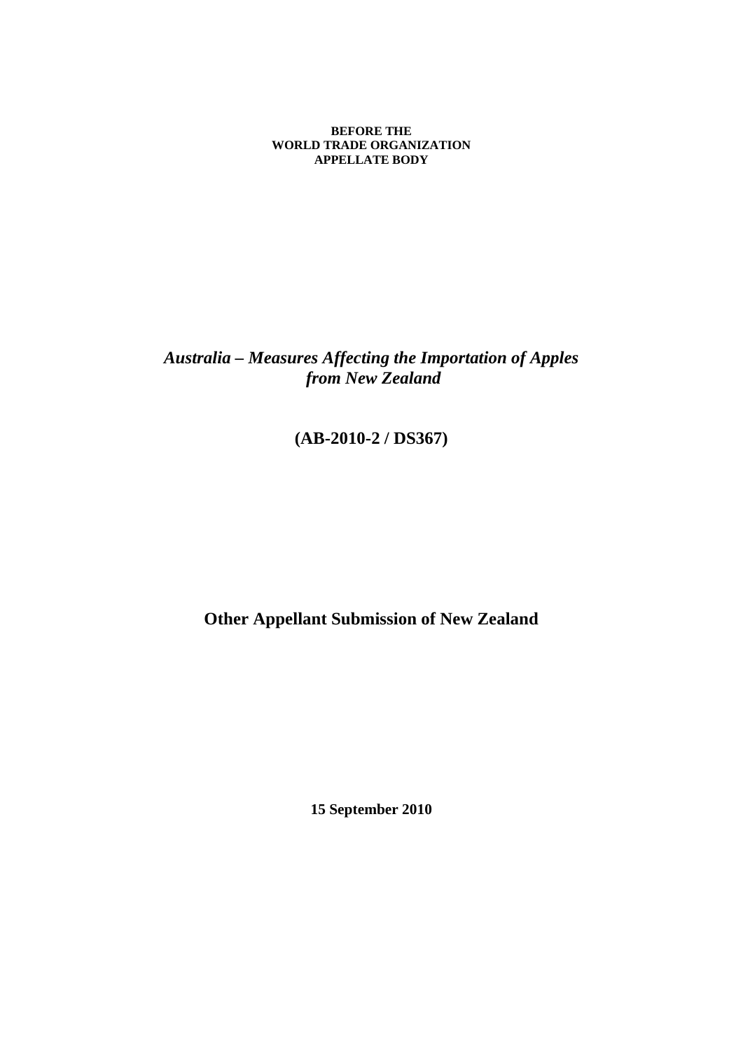**BEFORE THE**
**WORLD TRADE ORGANIZATION**
**APPELLATE BODY**

***Australia – Measures Affecting the Importation of Apples from New Zealand***

**(AB-2010-2 / DS367)**

**Other Appellant Submission of New Zealand**

**15 September 2010**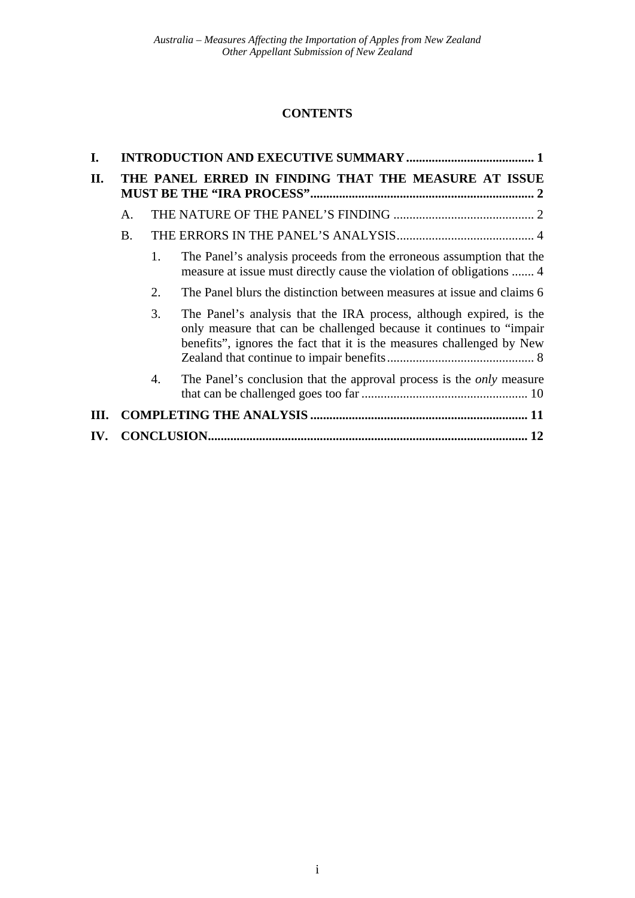**CONTENTS**

- **I. INTRODUCTION AND EXECUTIVE SUMMARY ........................................ 1**
- **II. THE PANEL ERRED IN FINDING THAT THE MEASURE AT ISSUE MUST BE THE "IRA PROCESS" ..................................................................... 2**
  - A. THE NATURE OF THE PANEL'S FINDING ............................................ 2
  - B. THE ERRORS IN THE PANEL'S ANALYSIS........................................... 4
    1. The Panel's analysis proceeds from the erroneous assumption that the measure at issue must directly cause the violation of obligations ....... 4
    2. The Panel blurs the distinction between measures at issue and claims 6
    3. The Panel's analysis that the IRA process, although expired, is the only measure that can be challenged because it continues to "impair benefits", ignores the fact that it is the measures challenged by New Zealand that continue to impair benefits............................................. 8
    4. The Panel's conclusion that the approval process is the *only* measure that can be challenged goes too far .................................................... 10
- **III. COMPLETING THE ANALYSIS ................................................................... 11**
- **IV. CONCLUSION.................................................................................................. 12**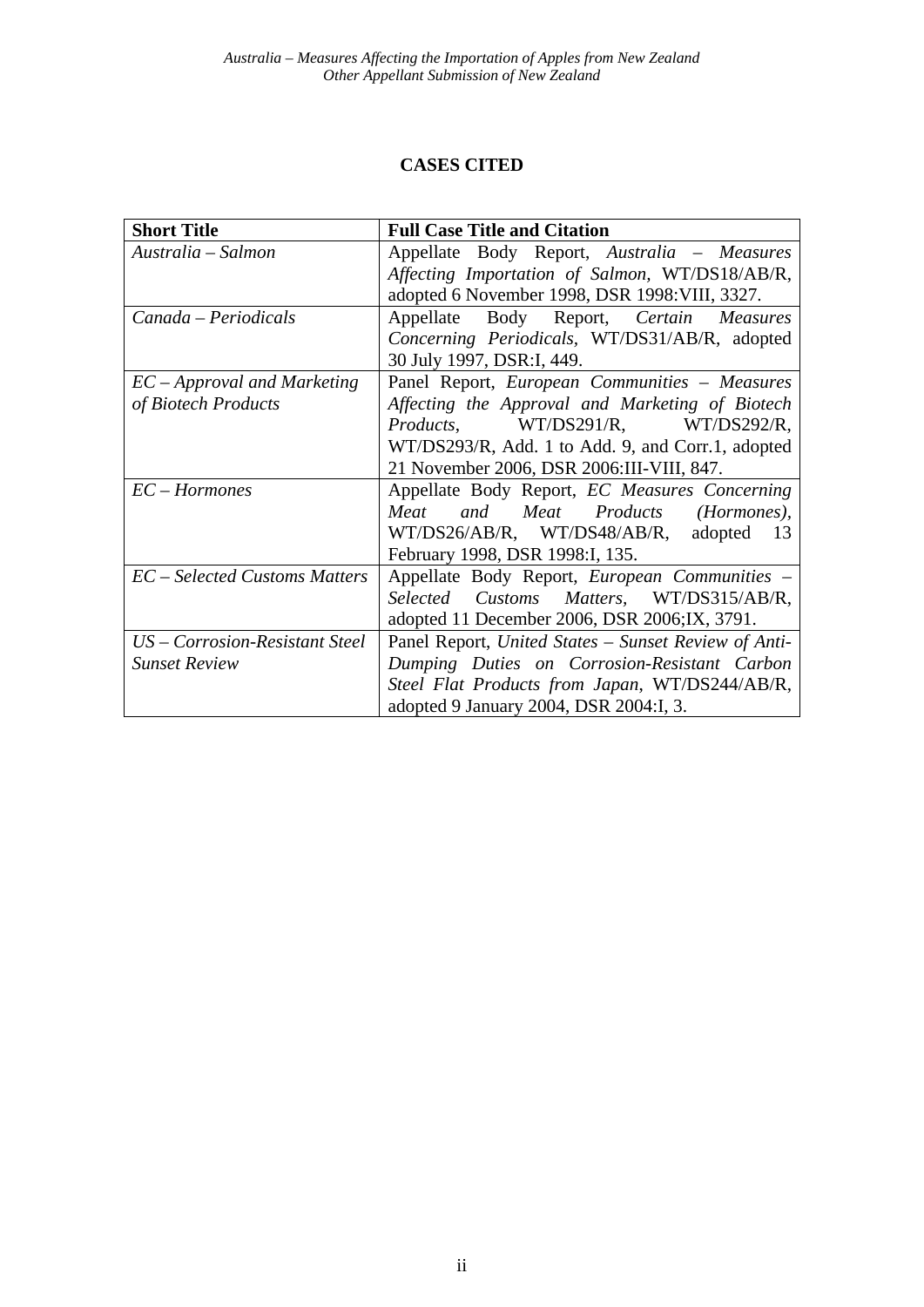## CASES CITED

| Short Title | Full Case Title and Citation |
| --- | --- |
| *Australia – Salmon* | Appellate Body Report, *Australia – Measures Affecting Importation of Salmon*, WT/DS18/AB/R, adopted 6 November 1998, DSR 1998:VIII, 3327. |
| *Canada – Periodicals* | Appellate Body Report, *Certain Measures Concerning Periodicals*, WT/DS31/AB/R, adopted 30 July 1997, DSR:I, 449. |
| *EC – Approval and Marketing of Biotech Products* | Panel Report, *European Communities – Measures Affecting the Approval and Marketing of Biotech Products*, WT/DS291/R, WT/DS292/R, WT/DS293/R, Add. 1 to Add. 9, and Corr.1, adopted 21 November 2006, DSR 2006:III-VIII, 847. |
| *EC – Hormones* | Appellate Body Report, *EC Measures Concerning Meat and Meat Products (Hormones)*, WT/DS26/AB/R, WT/DS48/AB/R, adopted 13 February 1998, DSR 1998:I, 135. |
| *EC – Selected Customs Matters* | Appellate Body Report, *European Communities – Selected Customs Matters*, WT/DS315/AB/R, adopted 11 December 2006, DSR 2006;IX, 3791. |
| *US – Corrosion-Resistant Steel Sunset Review* | Panel Report, *United States – Sunset Review of Anti-Dumping Duties on Corrosion-Resistant Carbon Steel Flat Products from Japan*, WT/DS244/AB/R, adopted 9 January 2004, DSR 2004:I, 3. |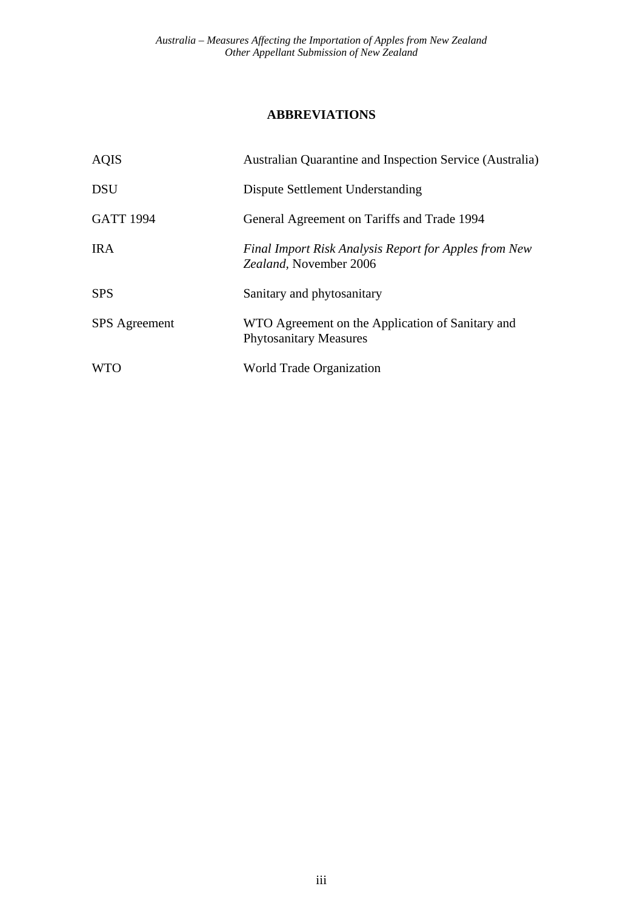## ABBREVIATIONS

| | |
|---|---|
| AQIS | Australian Quarantine and Inspection Service (Australia) |
| DSU | Dispute Settlement Understanding |
| GATT 1994 | General Agreement on Tariffs and Trade 1994 |
| IRA | *Final Import Risk Analysis Report for Apples from New Zealand*, November 2006 |
| SPS | Sanitary and phytosanitary |
| SPS Agreement | WTO Agreement on the Application of Sanitary and Phytosanitary Measures |
| WTO | World Trade Organization |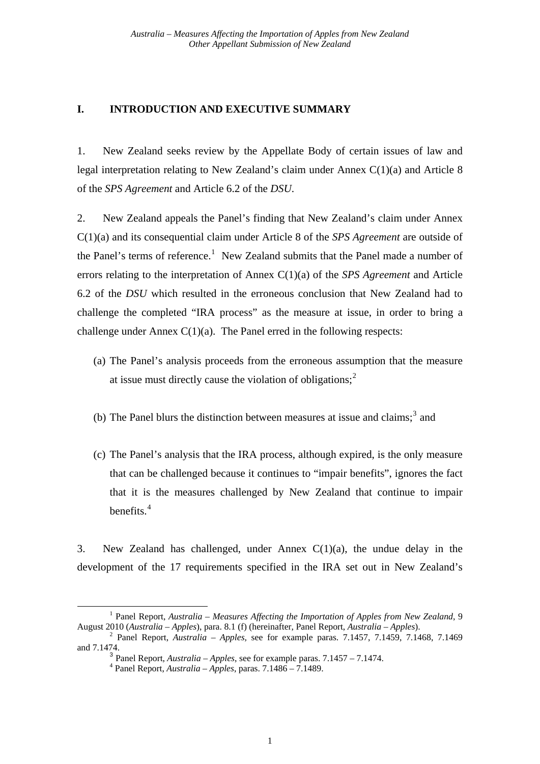## I. INTRODUCTION AND EXECUTIVE SUMMARY

1. New Zealand seeks review by the Appellate Body of certain issues of law and legal interpretation relating to New Zealand's claim under Annex C(1)(a) and Article 8 of the *SPS Agreement* and Article 6.2 of the *DSU*.

2. New Zealand appeals the Panel's finding that New Zealand's claim under Annex C(1)(a) and its consequential claim under Article 8 of the *SPS Agreement* are outside of the Panel's terms of reference.[1] New Zealand submits that the Panel made a number of errors relating to the interpretation of Annex C(1)(a) of the *SPS Agreement* and Article 6.2 of the *DSU* which resulted in the erroneous conclusion that New Zealand had to challenge the completed "IRA process" as the measure at issue, in order to bring a challenge under Annex C(1)(a). The Panel erred in the following respects:

(a) The Panel's analysis proceeds from the erroneous assumption that the measure at issue must directly cause the violation of obligations;[2]

(b) The Panel blurs the distinction between measures at issue and claims;[3] and

(c) The Panel's analysis that the IRA process, although expired, is the only measure that can be challenged because it continues to "impair benefits", ignores the fact that it is the measures challenged by New Zealand that continue to impair benefits.[4]

3. New Zealand has challenged, under Annex C(1)(a), the undue delay in the development of the 17 requirements specified in the IRA set out in New Zealand's

---

[1] Panel Report, *Australia – Measures Affecting the Importation of Apples from New Zealand*, 9 August 2010 (*Australia – Apples*), para. 8.1 (f) (hereinafter, Panel Report, *Australia – Apples*).

[2] Panel Report, *Australia – Apples,* see for example paras. 7.1457, 7.1459, 7.1468, 7.1469 and 7.1474.

[3] Panel Report, *Australia – Apples*, see for example paras. 7.1457 – 7.1474.

[4] Panel Report, *Australia – Apples*, paras. 7.1486 – 7.1489.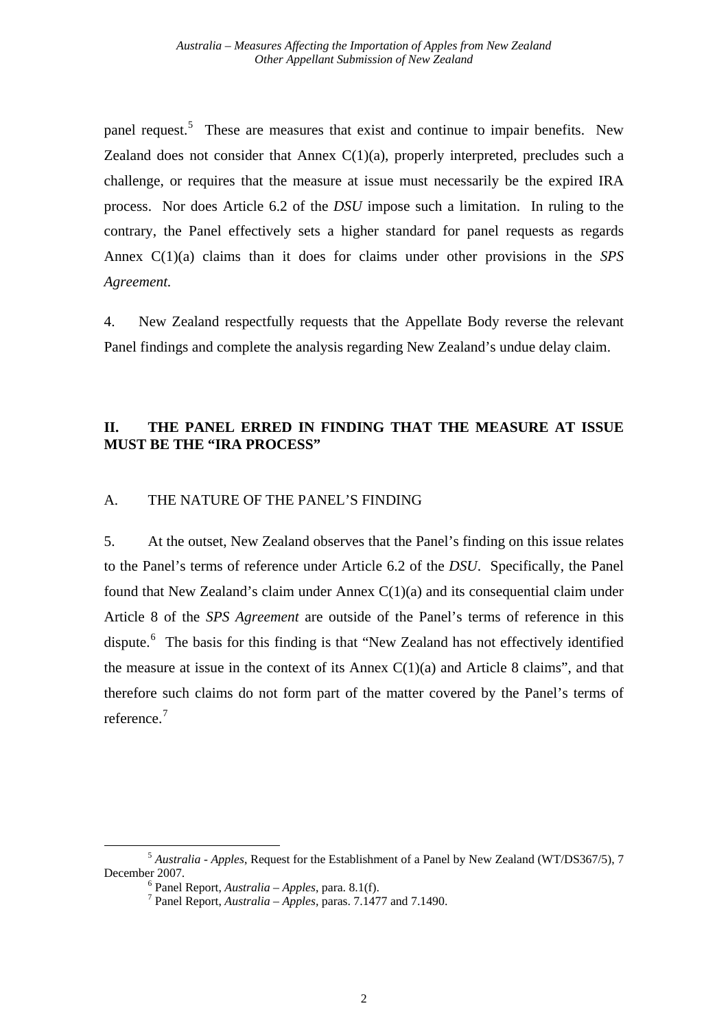panel request.[5] These are measures that exist and continue to impair benefits. New Zealand does not consider that Annex C(1)(a), properly interpreted, precludes such a challenge, or requires that the measure at issue must necessarily be the expired IRA process. Nor does Article 6.2 of the *DSU* impose such a limitation. In ruling to the contrary, the Panel effectively sets a higher standard for panel requests as regards Annex C(1)(a) claims than it does for claims under other provisions in the *SPS Agreement.*

4. New Zealand respectfully requests that the Appellate Body reverse the relevant Panel findings and complete the analysis regarding New Zealand's undue delay claim.

## II. THE PANEL ERRED IN FINDING THAT THE MEASURE AT ISSUE MUST BE THE "IRA PROCESS"

### A. THE NATURE OF THE PANEL'S FINDING

5. At the outset, New Zealand observes that the Panel's finding on this issue relates to the Panel's terms of reference under Article 6.2 of the *DSU*. Specifically, the Panel found that New Zealand's claim under Annex C(1)(a) and its consequential claim under Article 8 of the *SPS Agreement* are outside of the Panel's terms of reference in this dispute.[6] The basis for this finding is that "New Zealand has not effectively identified the measure at issue in the context of its Annex C(1)(a) and Article 8 claims", and that therefore such claims do not form part of the matter covered by the Panel's terms of reference.[7]

---

[5] *Australia - Apples*, Request for the Establishment of a Panel by New Zealand (WT/DS367/5), 7 December 2007.

[6] Panel Report, *Australia – Apples*, para. 8.1(f).

[7] Panel Report, *Australia – Apples*, paras. 7.1477 and 7.1490.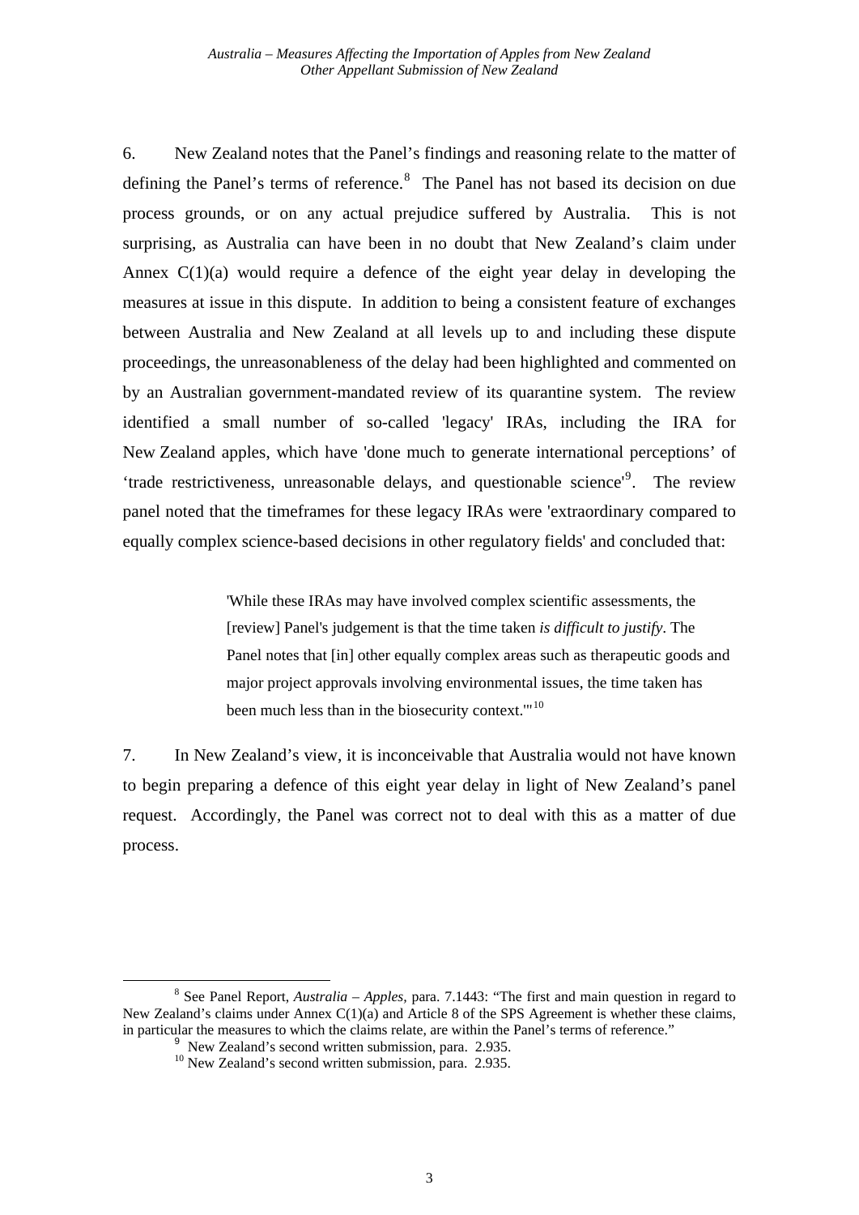6. New Zealand notes that the Panel's findings and reasoning relate to the matter of defining the Panel's terms of reference.[8] The Panel has not based its decision on due process grounds, or on any actual prejudice suffered by Australia. This is not surprising, as Australia can have been in no doubt that New Zealand's claim under Annex C(1)(a) would require a defence of the eight year delay in developing the measures at issue in this dispute. In addition to being a consistent feature of exchanges between Australia and New Zealand at all levels up to and including these dispute proceedings, the unreasonableness of the delay had been highlighted and commented on by an Australian government-mandated review of its quarantine system. The review identified a small number of so-called 'legacy' IRAs, including the IRA for New Zealand apples, which have 'done much to generate international perceptions' of 'trade restrictiveness, unreasonable delays, and questionable science'[9]. The review panel noted that the timeframes for these legacy IRAs were 'extraordinary compared to equally complex science-based decisions in other regulatory fields' and concluded that:

> 'While these IRAs may have involved complex scientific assessments, the [review] Panel's judgement is that the time taken *is difficult to justify*. The Panel notes that [in] other equally complex areas such as therapeutic goods and major project approvals involving environmental issues, the time taken has been much less than in the biosecurity context.'"[10]

7. In New Zealand's view, it is inconceivable that Australia would not have known to begin preparing a defence of this eight year delay in light of New Zealand's panel request. Accordingly, the Panel was correct not to deal with this as a matter of due process.

---

[8] See Panel Report, *Australia – Apples*, para. 7.1443: "The first and main question in regard to New Zealand's claims under Annex C(1)(a) and Article 8 of the SPS Agreement is whether these claims, in particular the measures to which the claims relate, are within the Panel's terms of reference."

[9] New Zealand's second written submission, para. 2.935.

[10] New Zealand's second written submission, para. 2.935.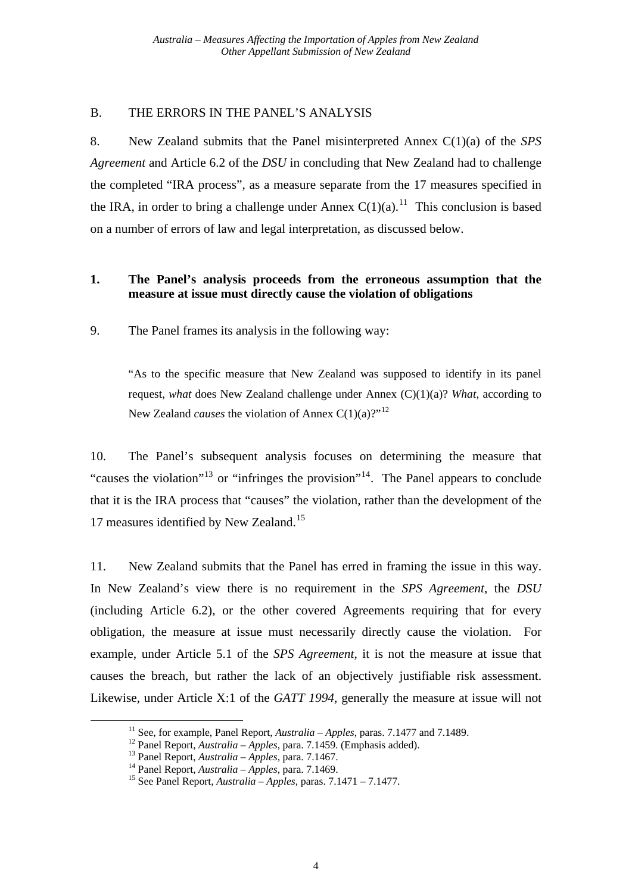## B. THE ERRORS IN THE PANEL'S ANALYSIS

8. New Zealand submits that the Panel misinterpreted Annex C(1)(a) of the *SPS Agreement* and Article 6.2 of the *DSU* in concluding that New Zealand had to challenge the completed "IRA process", as a measure separate from the 17 measures specified in the IRA, in order to bring a challenge under Annex C(1)(a).[11] This conclusion is based on a number of errors of law and legal interpretation, as discussed below.

### 1. The Panel's analysis proceeds from the erroneous assumption that the measure at issue must directly cause the violation of obligations

9. The Panel frames its analysis in the following way:

> "As to the specific measure that New Zealand was supposed to identify in its panel request, *what* does New Zealand challenge under Annex (C)(1)(a)? *What*, according to New Zealand *causes* the violation of Annex C(1)(a)?"[12]

10. The Panel's subsequent analysis focuses on determining the measure that "causes the violation"[13] or "infringes the provision"[14]. The Panel appears to conclude that it is the IRA process that "causes" the violation, rather than the development of the 17 measures identified by New Zealand.[15]

11. New Zealand submits that the Panel has erred in framing the issue in this way. In New Zealand's view there is no requirement in the *SPS Agreement*, the *DSU* (including Article 6.2), or the other covered Agreements requiring that for every obligation, the measure at issue must necessarily directly cause the violation. For example, under Article 5.1 of the *SPS Agreement*, it is not the measure at issue that causes the breach, but rather the lack of an objectively justifiable risk assessment. Likewise, under Article X:1 of the *GATT 1994*, generally the measure at issue will not

---

[11] See, for example, Panel Report, *Australia – Apples*, paras. 7.1477 and 7.1489.

[12] Panel Report, *Australia – Apples*, para. 7.1459. (Emphasis added).

[13] Panel Report, *Australia – Apples*, para. 7.1467.

[14] Panel Report, *Australia – Apples*, para. 7.1469.

[15] See Panel Report, *Australia – Apples*, paras. 7.1471 – 7.1477.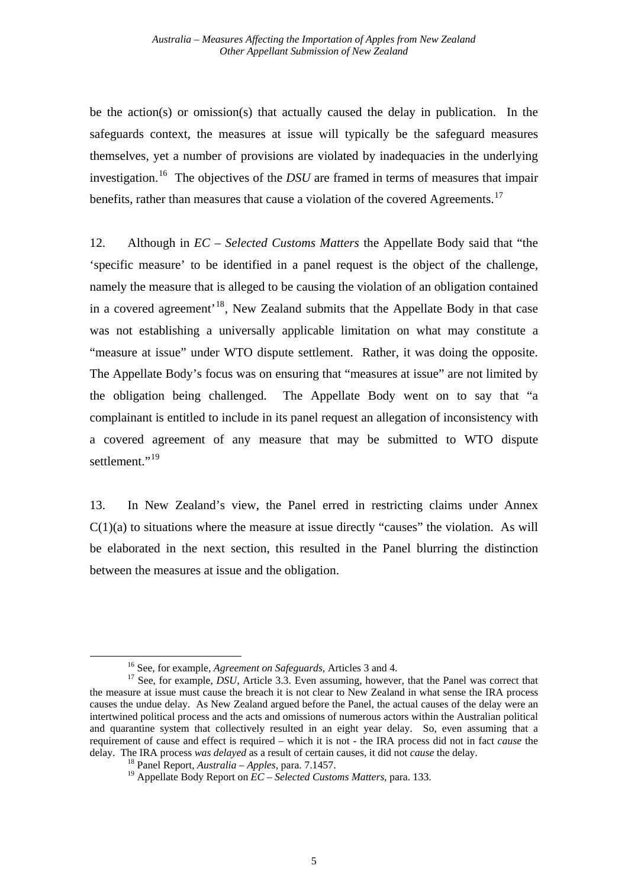be the action(s) or omission(s) that actually caused the delay in publication. In the safeguards context, the measures at issue will typically be the safeguard measures themselves, yet a number of provisions are violated by inadequacies in the underlying investigation.[16] The objectives of the *DSU* are framed in terms of measures that impair benefits, rather than measures that cause a violation of the covered Agreements.[17]

12. Although in *EC – Selected Customs Matters* the Appellate Body said that "the 'specific measure' to be identified in a panel request is the object of the challenge, namely the measure that is alleged to be causing the violation of an obligation contained in a covered agreement'[18], New Zealand submits that the Appellate Body in that case was not establishing a universally applicable limitation on what may constitute a "measure at issue" under WTO dispute settlement. Rather, it was doing the opposite. The Appellate Body's focus was on ensuring that "measures at issue" are not limited by the obligation being challenged. The Appellate Body went on to say that "a complainant is entitled to include in its panel request an allegation of inconsistency with a covered agreement of any measure that may be submitted to WTO dispute settlement."[19]

13. In New Zealand's view, the Panel erred in restricting claims under Annex C(1)(a) to situations where the measure at issue directly "causes" the violation. As will be elaborated in the next section, this resulted in the Panel blurring the distinction between the measures at issue and the obligation.

---

[16] See, for example, *Agreement on Safeguards*, Articles 3 and 4.

[17] See, for example, *DSU*, Article 3.3. Even assuming, however, that the Panel was correct that the measure at issue must cause the breach it is not clear to New Zealand in what sense the IRA process causes the undue delay. As New Zealand argued before the Panel, the actual causes of the delay were an intertwined political process and the acts and omissions of numerous actors within the Australian political and quarantine system that collectively resulted in an eight year delay. So, even assuming that a requirement of cause and effect is required – which it is not - the IRA process did not in fact *cause* the delay. The IRA process *was delayed* as a result of certain causes, it did not *cause* the delay.

[18] Panel Report, *Australia – Apples*, para. 7.1457.

[19] Appellate Body Report on *EC – Selected Customs Matters*, para. 133.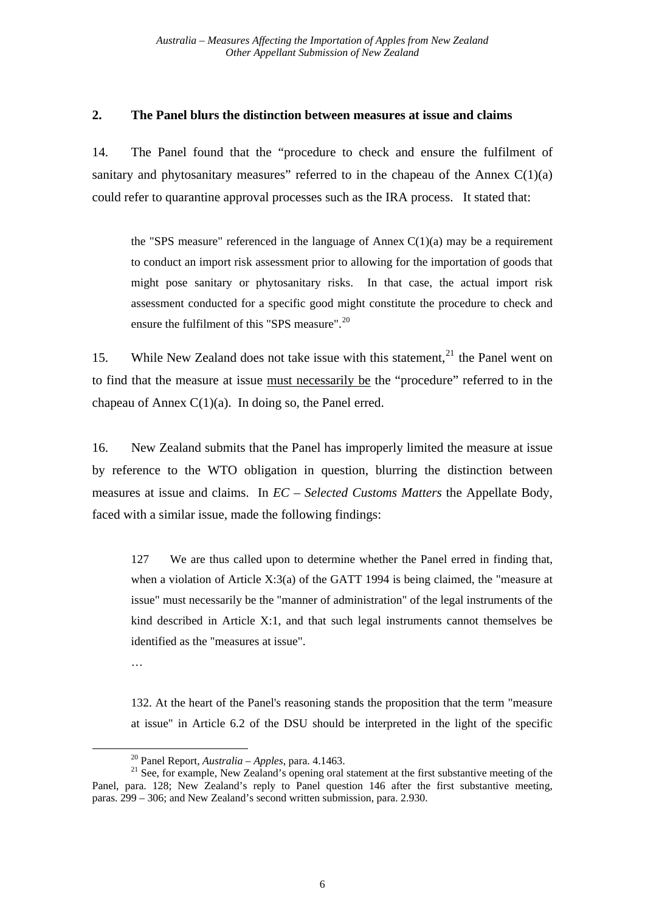## 2. The Panel blurs the distinction between measures at issue and claims

14. The Panel found that the "procedure to check and ensure the fulfilment of sanitary and phytosanitary measures" referred to in the chapeau of the Annex C(1)(a) could refer to quarantine approval processes such as the IRA process. It stated that:

> the "SPS measure" referenced in the language of Annex C(1)(a) may be a requirement to conduct an import risk assessment prior to allowing for the importation of goods that might pose sanitary or phytosanitary risks. In that case, the actual import risk assessment conducted for a specific good might constitute the procedure to check and ensure the fulfilment of this "SPS measure".[20]

15. While New Zealand does not take issue with this statement,[21] the Panel went on to find that the measure at issue <u>must necessarily be</u> the "procedure" referred to in the chapeau of Annex C(1)(a). In doing so, the Panel erred.

16. New Zealand submits that the Panel has improperly limited the measure at issue by reference to the WTO obligation in question, blurring the distinction between measures at issue and claims. In *EC – Selected Customs Matters* the Appellate Body, faced with a similar issue, made the following findings:

> 127 We are thus called upon to determine whether the Panel erred in finding that, when a violation of Article X:3(a) of the GATT 1994 is being claimed, the "measure at issue" must necessarily be the "manner of administration" of the legal instruments of the kind described in Article X:1, and that such legal instruments cannot themselves be identified as the "measures at issue".
>
> …
>
> 132. At the heart of the Panel's reasoning stands the proposition that the term "measure at issue" in Article 6.2 of the DSU should be interpreted in the light of the specific

---

[20] Panel Report, *Australia – Apples*, para. 4.1463.

[21] See, for example, New Zealand's opening oral statement at the first substantive meeting of the Panel, para. 128; New Zealand's reply to Panel question 146 after the first substantive meeting, paras. 299 – 306; and New Zealand's second written submission, para. 2.930.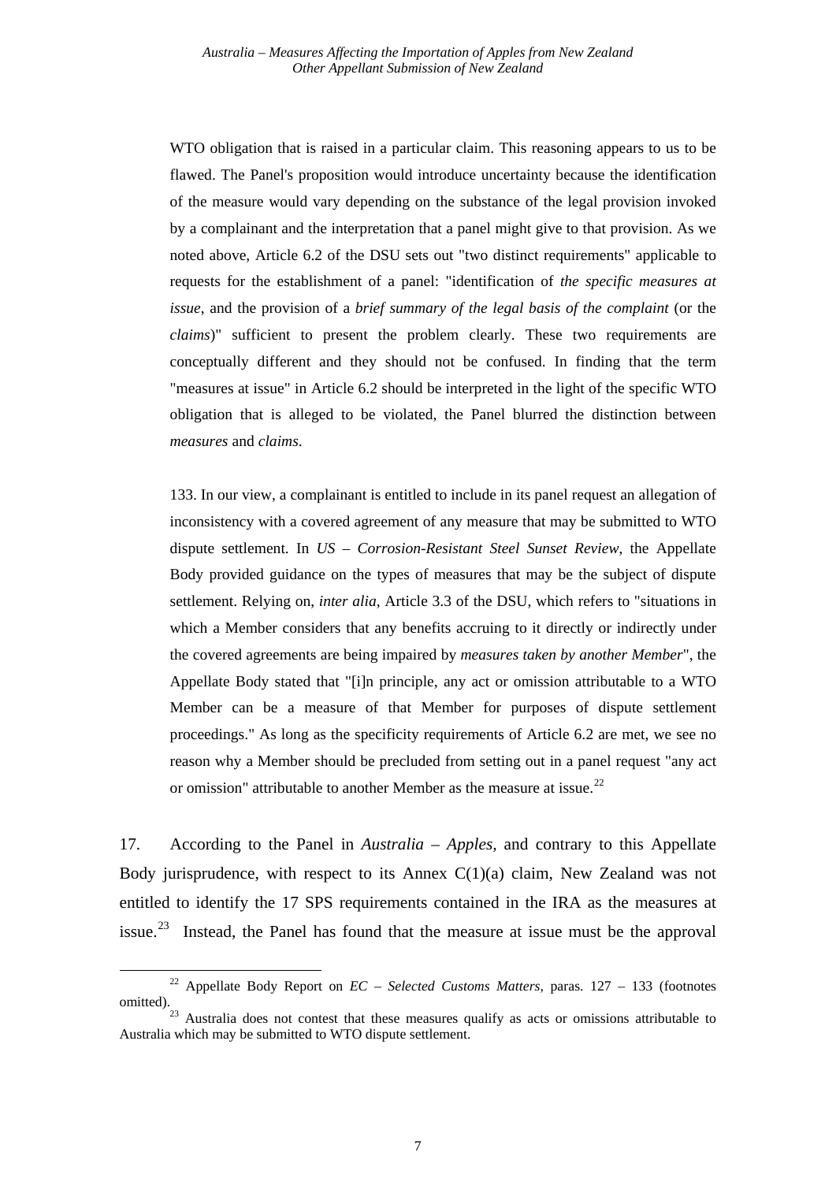> WTO obligation that is raised in a particular claim. This reasoning appears to us to be flawed. The Panel's proposition would introduce uncertainty because the identification of the measure would vary depending on the substance of the legal provision invoked by a complainant and the interpretation that a panel might give to that provision. As we noted above, Article 6.2 of the DSU sets out "two distinct requirements" applicable to requests for the establishment of a panel: "identification of *the specific measures at issue*, and the provision of a *brief summary of the legal basis of the complaint* (or the *claims*)" sufficient to present the problem clearly. These two requirements are conceptually different and they should not be confused. In finding that the term "measures at issue" in Article 6.2 should be interpreted in the light of the specific WTO obligation that is alleged to be violated, the Panel blurred the distinction between *measures* and *claims*.
>
> 133. In our view, a complainant is entitled to include in its panel request an allegation of inconsistency with a covered agreement of any measure that may be submitted to WTO dispute settlement. In *US – Corrosion-Resistant Steel Sunset Review*, the Appellate Body provided guidance on the types of measures that may be the subject of dispute settlement. Relying on, *inter alia*, Article 3.3 of the DSU, which refers to "situations in which a Member considers that any benefits accruing to it directly or indirectly under the covered agreements are being impaired by *measures taken by another Member*", the Appellate Body stated that "[i]n principle, any act or omission attributable to a WTO Member can be a measure of that Member for purposes of dispute settlement proceedings." As long as the specificity requirements of Article 6.2 are met, we see no reason why a Member should be precluded from setting out in a panel request "any act or omission" attributable to another Member as the measure at issue.[22]

17. According to the Panel in *Australia – Apples*, and contrary to this Appellate Body jurisprudence, with respect to its Annex C(1)(a) claim, New Zealand was not entitled to identify the 17 SPS requirements contained in the IRA as the measures at issue.[23] Instead, the Panel has found that the measure at issue must be the approval

---

[22] Appellate Body Report on *EC – Selected Customs Matters*, paras. 127 – 133 (footnotes omitted).

[23] Australia does not contest that these measures qualify as acts or omissions attributable to Australia which may be submitted to WTO dispute settlement.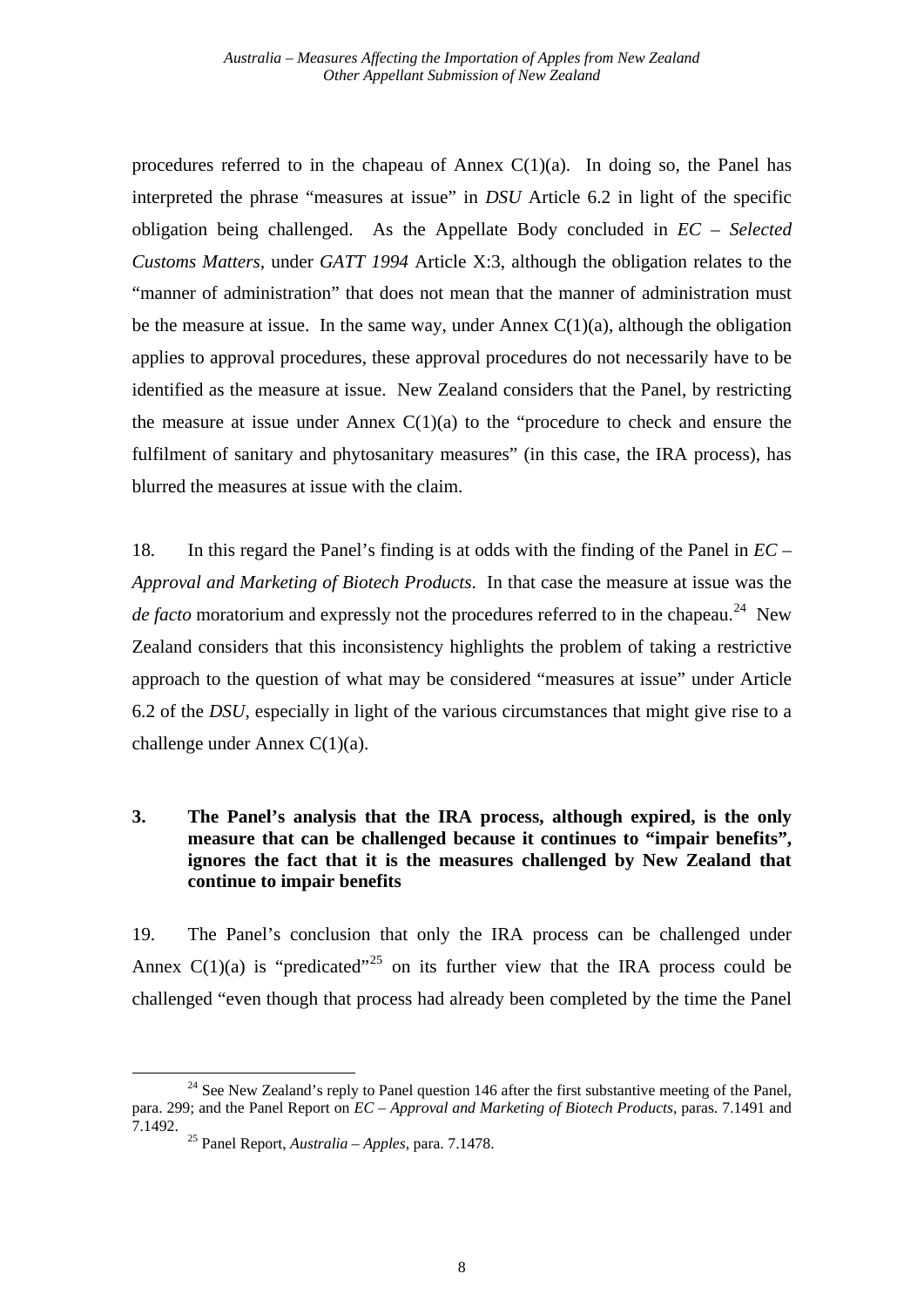procedures referred to in the chapeau of Annex C(1)(a). In doing so, the Panel has interpreted the phrase "measures at issue" in *DSU* Article 6.2 in light of the specific obligation being challenged. As the Appellate Body concluded in *EC – Selected Customs Matters*, under *GATT 1994* Article X:3, although the obligation relates to the "manner of administration" that does not mean that the manner of administration must be the measure at issue. In the same way, under Annex C(1)(a), although the obligation applies to approval procedures, these approval procedures do not necessarily have to be identified as the measure at issue. New Zealand considers that the Panel, by restricting the measure at issue under Annex C(1)(a) to the "procedure to check and ensure the fulfilment of sanitary and phytosanitary measures" (in this case, the IRA process), has blurred the measures at issue with the claim.

18. In this regard the Panel's finding is at odds with the finding of the Panel in *EC – Approval and Marketing of Biotech Products*. In that case the measure at issue was the *de facto* moratorium and expressly not the procedures referred to in the chapeau.[24] New Zealand considers that this inconsistency highlights the problem of taking a restrictive approach to the question of what may be considered "measures at issue" under Article 6.2 of the *DSU*, especially in light of the various circumstances that might give rise to a challenge under Annex C(1)(a).

### 3. The Panel's analysis that the IRA process, although expired, is the only measure that can be challenged because it continues to "impair benefits", ignores the fact that it is the measures challenged by New Zealand that continue to impair benefits

19. The Panel's conclusion that only the IRA process can be challenged under Annex C(1)(a) is "predicated"[25] on its further view that the IRA process could be challenged "even though that process had already been completed by the time the Panel

[24] See New Zealand's reply to Panel question 146 after the first substantive meeting of the Panel, para. 299; and the Panel Report on *EC – Approval and Marketing of Biotech Products*, paras. 7.1491 and 7.1492.

[25] Panel Report, *Australia – Apples*, para. 7.1478.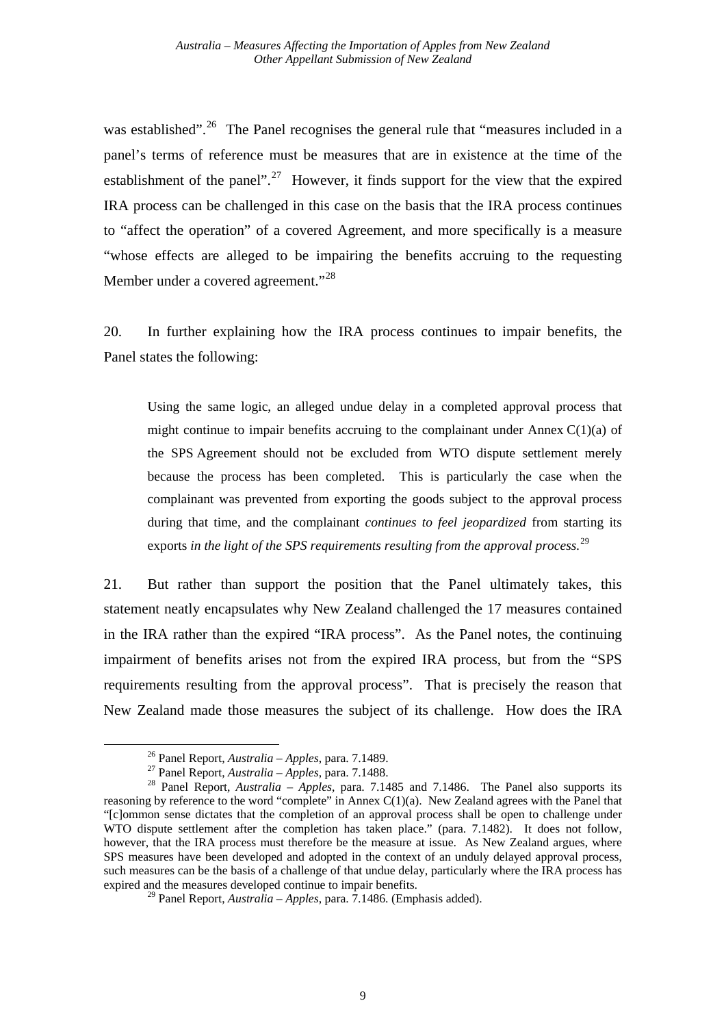was established".[26] The Panel recognises the general rule that "measures included in a panel's terms of reference must be measures that are in existence at the time of the establishment of the panel".[27] However, it finds support for the view that the expired IRA process can be challenged in this case on the basis that the IRA process continues to "affect the operation" of a covered Agreement, and more specifically is a measure "whose effects are alleged to be impairing the benefits accruing to the requesting Member under a covered agreement."[28]

20. In further explaining how the IRA process continues to impair benefits, the Panel states the following:

> Using the same logic, an alleged undue delay in a completed approval process that might continue to impair benefits accruing to the complainant under Annex C(1)(a) of the SPS Agreement should not be excluded from WTO dispute settlement merely because the process has been completed. This is particularly the case when the complainant was prevented from exporting the goods subject to the approval process during that time, and the complainant *continues to feel jeopardized* from starting its exports *in the light of the SPS requirements resulting from the approval process.*[29]

21. But rather than support the position that the Panel ultimately takes, this statement neatly encapsulates why New Zealand challenged the 17 measures contained in the IRA rather than the expired "IRA process". As the Panel notes, the continuing impairment of benefits arises not from the expired IRA process, but from the "SPS requirements resulting from the approval process". That is precisely the reason that New Zealand made those measures the subject of its challenge. How does the IRA

---

[26] Panel Report, *Australia – Apples*, para. 7.1489.

[27] Panel Report, *Australia – Apples*, para. 7.1488.

[28] Panel Report, *Australia – Apples*, para. 7.1485 and 7.1486. The Panel also supports its reasoning by reference to the word "complete" in Annex C(1)(a). New Zealand agrees with the Panel that "[c]ommon sense dictates that the completion of an approval process shall be open to challenge under WTO dispute settlement after the completion has taken place." (para. 7.1482). It does not follow, however, that the IRA process must therefore be the measure at issue. As New Zealand argues, where SPS measures have been developed and adopted in the context of an unduly delayed approval process, such measures can be the basis of a challenge of that undue delay, particularly where the IRA process has expired and the measures developed continue to impair benefits.

[29] Panel Report, *Australia – Apples*, para. 7.1486. (Emphasis added).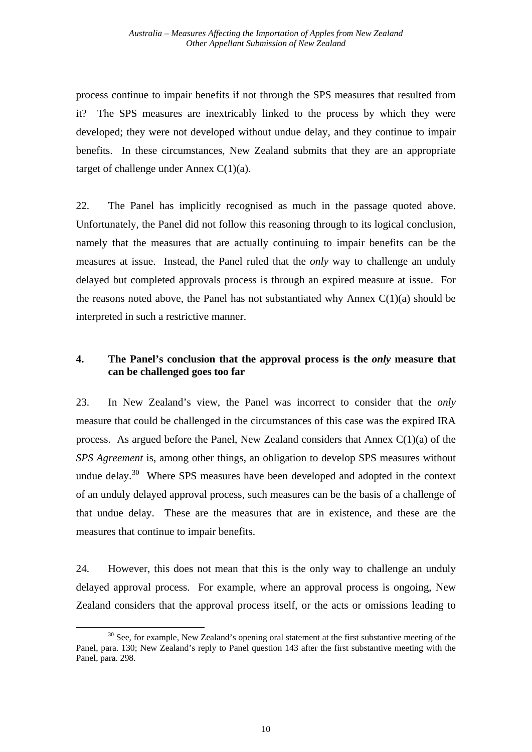process continue to impair benefits if not through the SPS measures that resulted from it? The SPS measures are inextricably linked to the process by which they were developed; they were not developed without undue delay, and they continue to impair benefits. In these circumstances, New Zealand submits that they are an appropriate target of challenge under Annex C(1)(a).

22. The Panel has implicitly recognised as much in the passage quoted above. Unfortunately, the Panel did not follow this reasoning through to its logical conclusion, namely that the measures that are actually continuing to impair benefits can be the measures at issue. Instead, the Panel ruled that the *only* way to challenge an unduly delayed but completed approvals process is through an expired measure at issue. For the reasons noted above, the Panel has not substantiated why Annex C(1)(a) should be interpreted in such a restrictive manner.

### 4. The Panel's conclusion that the approval process is the *only* measure that can be challenged goes too far

23. In New Zealand's view, the Panel was incorrect to consider that the *only* measure that could be challenged in the circumstances of this case was the expired IRA process. As argued before the Panel, New Zealand considers that Annex C(1)(a) of the *SPS Agreement* is, among other things, an obligation to develop SPS measures without undue delay.[30] Where SPS measures have been developed and adopted in the context of an unduly delayed approval process, such measures can be the basis of a challenge of that undue delay. These are the measures that are in existence, and these are the measures that continue to impair benefits.

24. However, this does not mean that this is the only way to challenge an unduly delayed approval process. For example, where an approval process is ongoing, New Zealand considers that the approval process itself, or the acts or omissions leading to

[30] See, for example, New Zealand's opening oral statement at the first substantive meeting of the Panel, para. 130; New Zealand's reply to Panel question 143 after the first substantive meeting with the Panel, para. 298.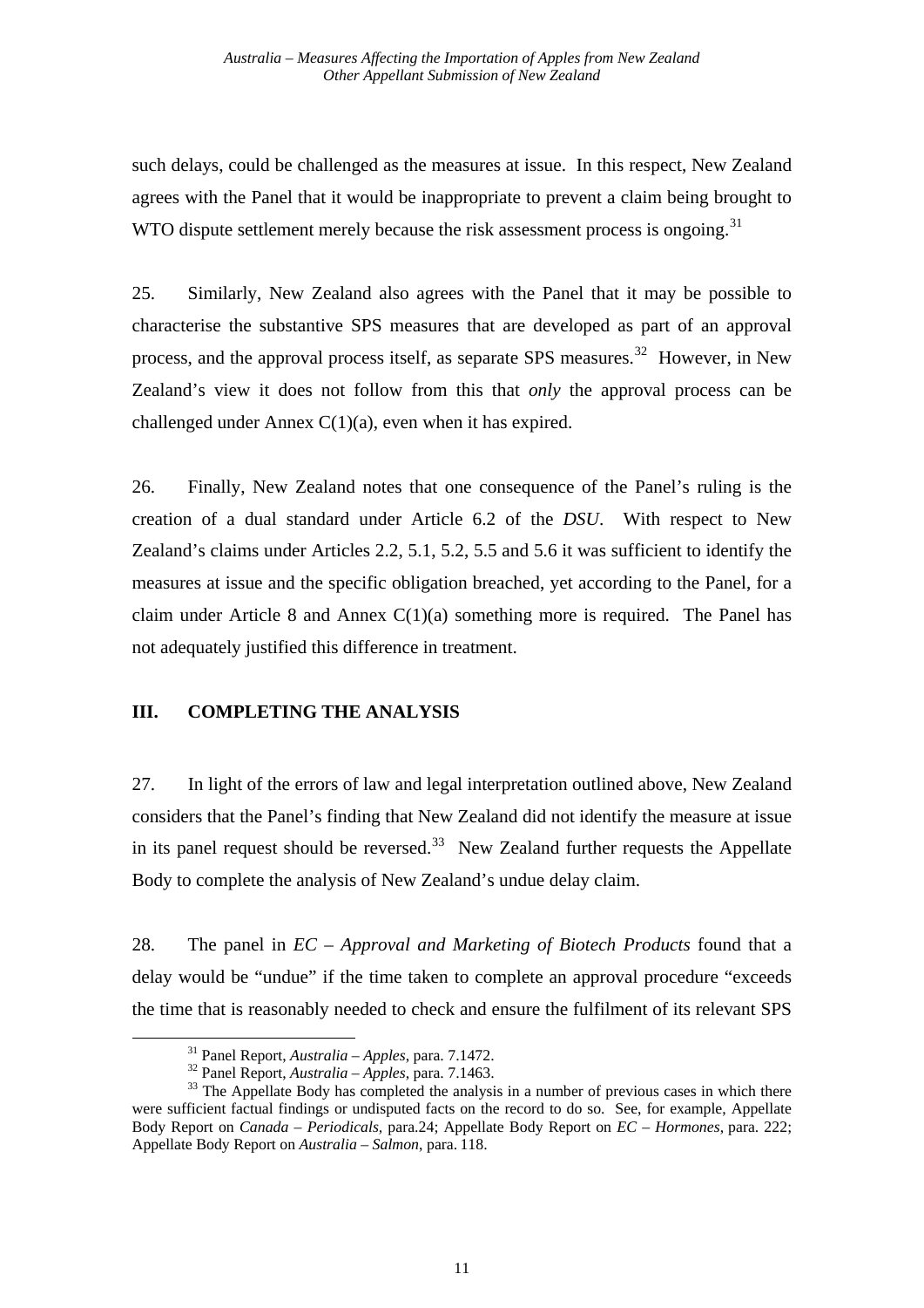such delays, could be challenged as the measures at issue. In this respect, New Zealand agrees with the Panel that it would be inappropriate to prevent a claim being brought to WTO dispute settlement merely because the risk assessment process is ongoing.[31]

25. Similarly, New Zealand also agrees with the Panel that it may be possible to characterise the substantive SPS measures that are developed as part of an approval process, and the approval process itself, as separate SPS measures.[32] However, in New Zealand's view it does not follow from this that *only* the approval process can be challenged under Annex C(1)(a), even when it has expired.

26. Finally, New Zealand notes that one consequence of the Panel's ruling is the creation of a dual standard under Article 6.2 of the *DSU*. With respect to New Zealand's claims under Articles 2.2, 5.1, 5.2, 5.5 and 5.6 it was sufficient to identify the measures at issue and the specific obligation breached, yet according to the Panel, for a claim under Article 8 and Annex C(1)(a) something more is required. The Panel has not adequately justified this difference in treatment.

## III. COMPLETING THE ANALYSIS

27. In light of the errors of law and legal interpretation outlined above, New Zealand considers that the Panel's finding that New Zealand did not identify the measure at issue in its panel request should be reversed.[33] New Zealand further requests the Appellate Body to complete the analysis of New Zealand's undue delay claim.

28. The panel in *EC – Approval and Marketing of Biotech Products* found that a delay would be "undue" if the time taken to complete an approval procedure "exceeds the time that is reasonably needed to check and ensure the fulfilment of its relevant SPS

---

[31] Panel Report, *Australia – Apples*, para. 7.1472.

[32] Panel Report, *Australia – Apples*, para. 7.1463.

[33] The Appellate Body has completed the analysis in a number of previous cases in which there were sufficient factual findings or undisputed facts on the record to do so. See, for example, Appellate Body Report on *Canada – Periodicals*, para.24; Appellate Body Report on *EC – Hormones*, para. 222; Appellate Body Report on *Australia – Salmon*, para. 118.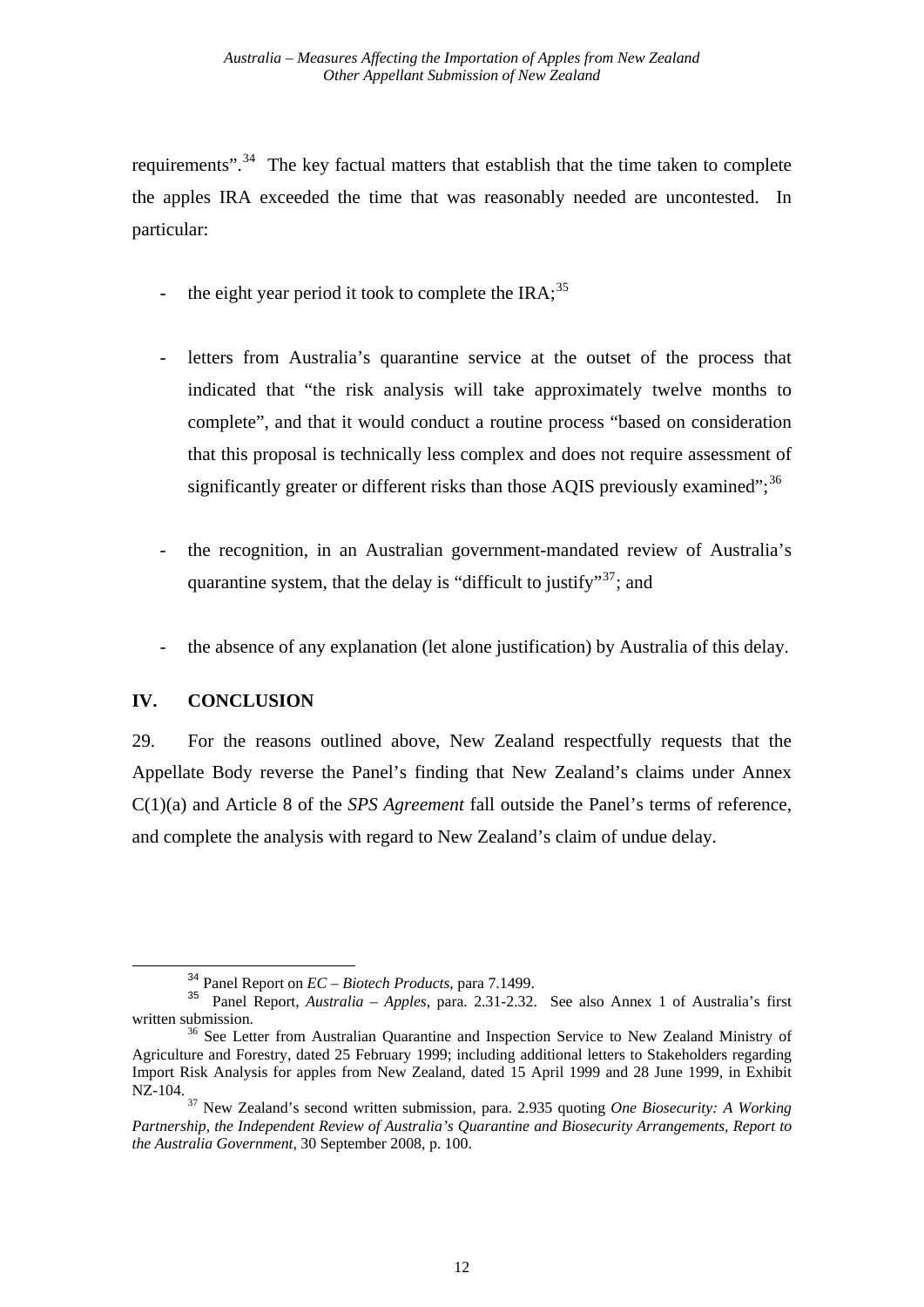requirements".[34] The key factual matters that establish that the time taken to complete the apples IRA exceeded the time that was reasonably needed are uncontested. In particular:

- the eight year period it took to complete the IRA;[35]

- letters from Australia's quarantine service at the outset of the process that indicated that "the risk analysis will take approximately twelve months to complete", and that it would conduct a routine process "based on consideration that this proposal is technically less complex and does not require assessment of significantly greater or different risks than those AQIS previously examined";[36]

- the recognition, in an Australian government-mandated review of Australia's quarantine system, that the delay is "difficult to justify"[37]; and

- the absence of any explanation (let alone justification) by Australia of this delay.

## IV. CONCLUSION

29. For the reasons outlined above, New Zealand respectfully requests that the Appellate Body reverse the Panel's finding that New Zealand's claims under Annex C(1)(a) and Article 8 of the *SPS Agreement* fall outside the Panel's terms of reference, and complete the analysis with regard to New Zealand's claim of undue delay.

---

[34] Panel Report on *EC – Biotech Products*, para 7.1499.

[35] Panel Report, *Australia – Apples*, para. 2.31-2.32. See also Annex 1 of Australia's first written submission.

[36] See Letter from Australian Quarantine and Inspection Service to New Zealand Ministry of Agriculture and Forestry, dated 25 February 1999; including additional letters to Stakeholders regarding Import Risk Analysis for apples from New Zealand, dated 15 April 1999 and 28 June 1999, in Exhibit NZ-104.

[37] New Zealand's second written submission, para. 2.935 quoting *One Biosecurity: A Working Partnership, the Independent Review of Australia's Quarantine and Biosecurity Arrangements, Report to the Australia Government*, 30 September 2008, p. 100.